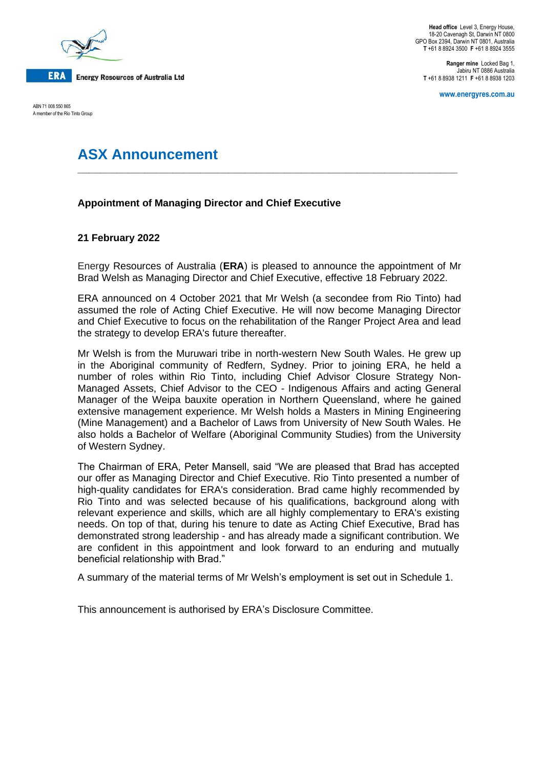**ERA** Energy Resources of Australia Ltd

ABN 71 008 550 865
A member of the Rio Tinto Group

**Head office** Level 3, Energy House,
18-20 Cavenagh St, Darwin NT 0800
GPO Box 2394, Darwin NT 0801, Australia
**T** +61 8 8924 3500 **F** +61 8 8924 3555

**Ranger mine** Locked Bag 1,
Jabiru NT 0886 Australia
**T** +61 8 8938 1211 **F** +61 8 8938 1203

**www.energyres.com.au**

# ASX Announcement

**Appointment of Managing Director and Chief Executive**

**21 February 2022**

Energy Resources of Australia (**ERA**) is pleased to announce the appointment of Mr Brad Welsh as Managing Director and Chief Executive, effective 18 February 2022.

ERA announced on 4 October 2021 that Mr Welsh (a secondee from Rio Tinto) had assumed the role of Acting Chief Executive. He will now become Managing Director and Chief Executive to focus on the rehabilitation of the Ranger Project Area and lead the strategy to develop ERA's future thereafter.

Mr Welsh is from the Muruwari tribe in north-western New South Wales. He grew up in the Aboriginal community of Redfern, Sydney. Prior to joining ERA, he held a number of roles within Rio Tinto, including Chief Advisor Closure Strategy Non-Managed Assets, Chief Advisor to the CEO - Indigenous Affairs and acting General Manager of the Weipa bauxite operation in Northern Queensland, where he gained extensive management experience. Mr Welsh holds a Masters in Mining Engineering (Mine Management) and a Bachelor of Laws from University of New South Wales. He also holds a Bachelor of Welfare (Aboriginal Community Studies) from the University of Western Sydney.

The Chairman of ERA, Peter Mansell, said "We are pleased that Brad has accepted our offer as Managing Director and Chief Executive. Rio Tinto presented a number of high-quality candidates for ERA's consideration. Brad came highly recommended by Rio Tinto and was selected because of his qualifications, background along with relevant experience and skills, which are all highly complementary to ERA's existing needs. On top of that, during his tenure to date as Acting Chief Executive, Brad has demonstrated strong leadership - and has already made a significant contribution. We are confident in this appointment and look forward to an enduring and mutually beneficial relationship with Brad."

A summary of the material terms of Mr Welsh's employment is set out in Schedule 1.

This announcement is authorised by ERA's Disclosure Committee.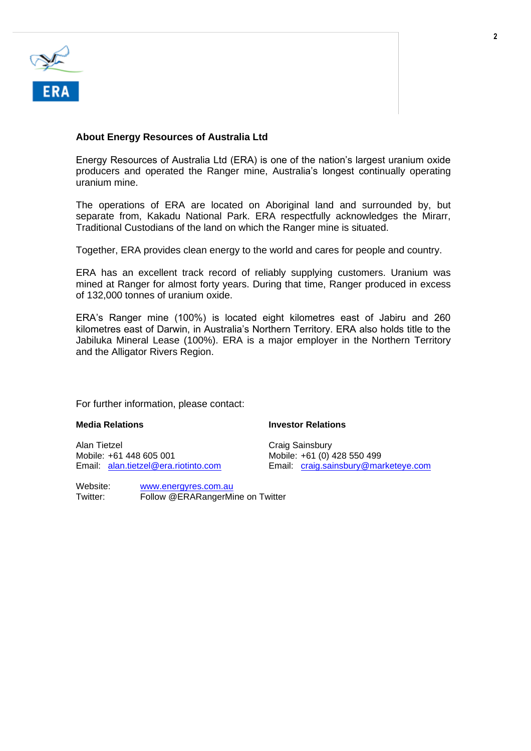## About Energy Resources of Australia Ltd

Energy Resources of Australia Ltd (ERA) is one of the nation's largest uranium oxide producers and operated the Ranger mine, Australia's longest continually operating uranium mine.

The operations of ERA are located on Aboriginal land and surrounded by, but separate from, Kakadu National Park. ERA respectfully acknowledges the Mirarr, Traditional Custodians of the land on which the Ranger mine is situated.

Together, ERA provides clean energy to the world and cares for people and country.

ERA has an excellent track record of reliably supplying customers. Uranium was mined at Ranger for almost forty years. During that time, Ranger produced in excess of 132,000 tonnes of uranium oxide.

ERA's Ranger mine (100%) is located eight kilometres east of Jabiru and 260 kilometres east of Darwin, in Australia's Northern Territory. ERA also holds title to the Jabiluka Mineral Lease (100%). ERA is a major employer in the Northern Territory and the Alligator Rivers Region.

For further information, please contact:

**Media Relations**

Alan Tietzel
Mobile: +61 448 605 001
Email: alan.tietzel@era.riotinto.com

**Investor Relations**

Craig Sainsbury
Mobile: +61 (0) 428 550 499
Email: craig.sainsbury@marketeye.com

Website: www.energyres.com.au
Twitter: Follow @ERARangerMine on Twitter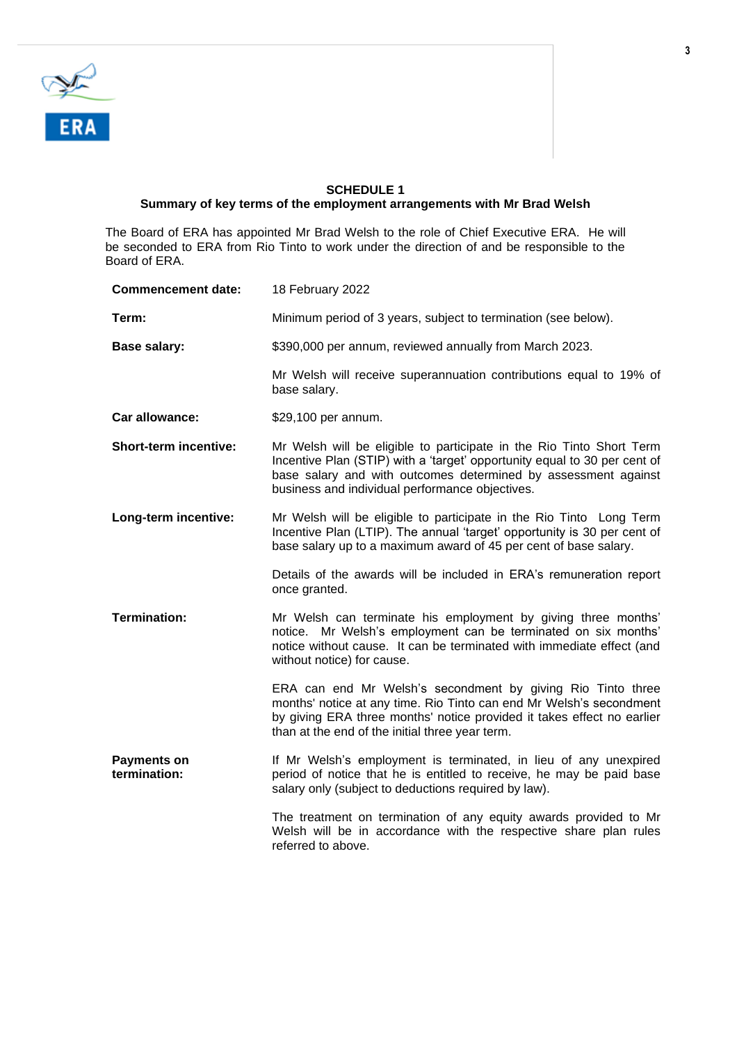## SCHEDULE 1

### Summary of key terms of the employment arrangements with Mr Brad Welsh

The Board of ERA has appointed Mr Brad Welsh to the role of Chief Executive ERA. He will be seconded to ERA from Rio Tinto to work under the direction of and be responsible to the Board of ERA.

| | |
|---|---|
| **Commencement date:** | 18 February 2022 |
| **Term:** | Minimum period of 3 years, subject to termination (see below). |
| **Base salary:** | \$390,000 per annum, reviewed annually from March 2023.<br><br>Mr Welsh will receive superannuation contributions equal to 19% of base salary. |
| **Car allowance:** | \$29,100 per annum. |
| **Short-term incentive:** | Mr Welsh will be eligible to participate in the Rio Tinto Short Term Incentive Plan (STIP) with a 'target' opportunity equal to 30 per cent of base salary and with outcomes determined by assessment against business and individual performance objectives. |
| **Long-term incentive:** | Mr Welsh will be eligible to participate in the Rio Tinto Long Term Incentive Plan (LTIP). The annual 'target' opportunity is 30 per cent of base salary up to a maximum award of 45 per cent of base salary.<br><br>Details of the awards will be included in ERA's remuneration report once granted. |
| **Termination:** | Mr Welsh can terminate his employment by giving three months' notice. Mr Welsh's employment can be terminated on six months' notice without cause. It can be terminated with immediate effect (and without notice) for cause.<br><br>ERA can end Mr Welsh's secondment by giving Rio Tinto three months' notice at any time. Rio Tinto can end Mr Welsh's secondment by giving ERA three months' notice provided it takes effect no earlier than at the end of the initial three year term. |
| **Payments on termination:** | If Mr Welsh's employment is terminated, in lieu of any unexpired period of notice that he is entitled to receive, he may be paid base salary only (subject to deductions required by law).<br><br>The treatment on termination of any equity awards provided to Mr Welsh will be in accordance with the respective share plan rules referred to above. |